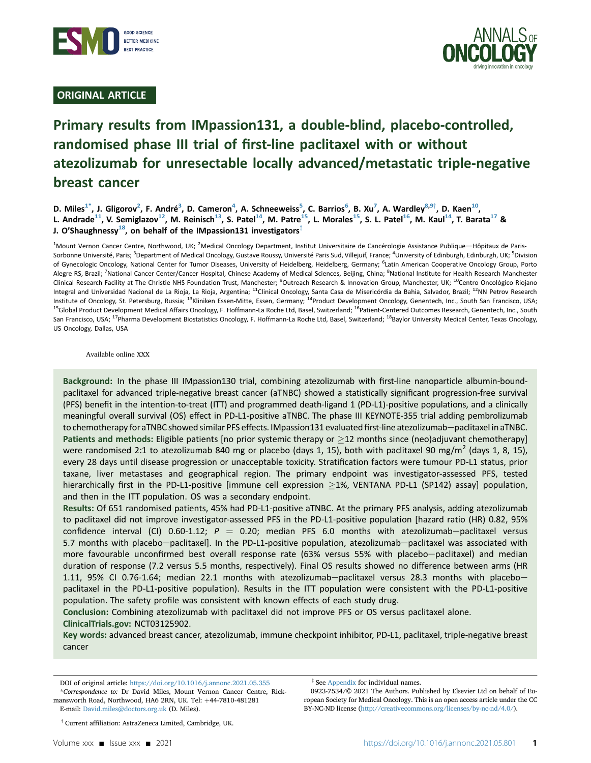ORIGINAL ARTICLE

# Primary results from IMpassion131, a double-blind, placebo-controlled, randomised phase III trial of first-line paclitaxel with or without atezolizumab for unresectable locally advanced/metastatic triple-negative breast cancer

D. Miles[1*], J. Gligorov[2], F. André[3], D. Cameron[4], A. Schneeweiss[5], C. Barrios[6], B. Xu[7], A. Wardley[8,9†], D. Kaen[10], L. Andrade[11], V. Semiglazov[12], M. Reinisch[13], S. Patel[14], M. Patre[15], L. Morales[15], S. L. Patel[16], M. Kaul[14], T. Barata[17] & J. O'Shaughnessy[18], on behalf of the IMpassion131 investigators[‡]

[1]Mount Vernon Cancer Centre, Northwood, UK; [2]Medical Oncology Department, Institut Universitaire de Cancérologie Assistance Publique—Hôpitaux de Paris-Sorbonne Université, Paris; [3]Department of Medical Oncology, Gustave Roussy, Université Paris Sud, Villejuif, France; [4]University of Edinburgh, Edinburgh, UK; [5]Division of Gynecologic Oncology, National Center for Tumor Diseases, University of Heidelberg, Heidelberg, Germany; [6]Latin American Cooperative Oncology Group, Porto Alegre RS, Brazil; [7]National Cancer Center/Cancer Hospital, Chinese Academy of Medical Sciences, Beijing, China; [8]National Institute for Health Research Manchester Clinical Research Facility at The Christie NHS Foundation Trust, Manchester; [9]Outreach Research & Innovation Group, Manchester, UK; [10]Centro Oncológico Riojano Integral and Universidad Nacional de La Rioja, La Rioja, Argentina; [11]Clinical Oncology, Santa Casa de Misericórdia da Bahia, Salvador, Brazil; [12]NN Petrov Research Institute of Oncology, St. Petersburg, Russia; [13]Kliniken Essen-Mitte, Essen, Germany; [14]Product Development Oncology, Genentech, Inc., South San Francisco, USA; [15]Global Product Development Medical Affairs Oncology, F. Hoffmann-La Roche Ltd, Basel, Switzerland; [16]Patient-Centered Outcomes Research, Genentech, Inc., South San Francisco, USA; [17]Pharma Development Biostatistics Oncology, F. Hoffmann-La Roche Ltd, Basel, Switzerland; [18]Baylor University Medical Center, Texas Oncology, US Oncology, Dallas, USA

Available online XXX

**Background:** In the phase III IMpassion130 trial, combining atezolizumab with first-line nanoparticle albumin-bound-paclitaxel for advanced triple-negative breast cancer (aTNBC) showed a statistically significant progression-free survival (PFS) benefit in the intention-to-treat (ITT) and programmed death-ligand 1 (PD-L1)-positive populations, and a clinically meaningful overall survival (OS) effect in PD-L1-positive aTNBC. The phase III KEYNOTE-355 trial adding pembrolizumab to chemotherapy for aTNBC showed similar PFS effects. IMpassion131 evaluated first-line atezolizumab—paclitaxel in aTNBC.

**Patients and methods:** Eligible patients [no prior systemic therapy or ≥12 months since (neo)adjuvant chemotherapy] were randomised 2:1 to atezolizumab 840 mg or placebo (days 1, 15), both with paclitaxel 90 mg/m$^2$ (days 1, 8, 15), every 28 days until disease progression or unacceptable toxicity. Stratification factors were tumour PD-L1 status, prior taxane, liver metastases and geographical region. The primary endpoint was investigator-assessed PFS, tested hierarchically first in the PD-L1-positive [immune cell expression ≥1%, VENTANA PD-L1 (SP142) assay] population, and then in the ITT population. OS was a secondary endpoint.

**Results:** Of 651 randomised patients, 45% had PD-L1-positive aTNBC. At the primary PFS analysis, adding atezolizumab to paclitaxel did not improve investigator-assessed PFS in the PD-L1-positive population [hazard ratio (HR) 0.82, 95% confidence interval (CI) 0.60-1.12; $P = 0.20$; median PFS 6.0 months with atezolizumab—paclitaxel versus 5.7 months with placebo—paclitaxel]. In the PD-L1-positive population, atezolizumab—paclitaxel was associated with more favourable unconfirmed best overall response rate (63% versus 55% with placebo—paclitaxel) and median duration of response (7.2 versus 5.5 months, respectively). Final OS results showed no difference between arms (HR 1.11, 95% CI 0.76-1.64; median 22.1 months with atezolizumab—paclitaxel versus 28.3 months with placebo—paclitaxel in the PD-L1-positive population). Results in the ITT population were consistent with the PD-L1-positive population. The safety profile was consistent with known effects of each study drug.

**Conclusion:** Combining atezolizumab with paclitaxel did not improve PFS or OS versus paclitaxel alone.

**ClinicalTrials.gov:** NCT03125902.

**Key words:** advanced breast cancer, atezolizumab, immune checkpoint inhibitor, PD-L1, paclitaxel, triple-negative breast cancer

DOI of original article: https://doi.org/10.1016/j.annonc.2021.05.355

*Correspondence to: Dr David Miles, Mount Vernon Cancer Centre, Rickmansworth Road, Northwood, HA6 2RN, UK. Tel: +44-7810-481281
E-mail: David.miles@doctors.org.uk (D. Miles).

† Current affiliation: AstraZeneca Limited, Cambridge, UK.

‡ See Appendix for individual names.

0923-7534/© 2021 The Authors. Published by Elsevier Ltd on behalf of European Society for Medical Oncology. This is an open access article under the CC BY-NC-ND license (http://creativecommons.org/licenses/by-nc-nd/4.0/).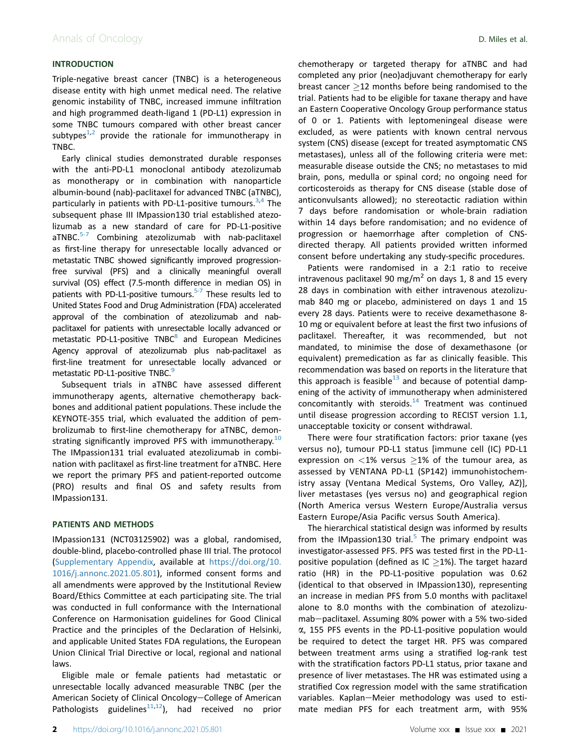## INTRODUCTION

Triple-negative breast cancer (TNBC) is a heterogeneous disease entity with high unmet medical need. The relative genomic instability of TNBC, increased immune infiltration and high programmed death-ligand 1 (PD-L1) expression in some TNBC tumours compared with other breast cancer subtypes[1,2] provide the rationale for immunotherapy in TNBC.

Early clinical studies demonstrated durable responses with the anti-PD-L1 monoclonal antibody atezolizumab as monotherapy or in combination with nanoparticle albumin-bound (nab)-paclitaxel for advanced TNBC (aTNBC), particularly in patients with PD-L1-positive tumours.[3,4] The subsequent phase III IMpassion130 trial established atezolizumab as a new standard of care for PD-L1-positive aTNBC.[5-7] Combining atezolizumab with nab-paclitaxel as first-line therapy for unresectable locally advanced or metastatic TNBC showed significantly improved progression-free survival (PFS) and a clinically meaningful overall survival (OS) effect (7.5-month difference in median OS) in patients with PD-L1-positive tumours.[5-7] These results led to United States Food and Drug Administration (FDA) accelerated approval of the combination of atezolizumab and nab-paclitaxel for patients with unresectable locally advanced or metastatic PD-L1-positive TNBC[8] and European Medicines Agency approval of atezolizumab plus nab-paclitaxel as first-line treatment for unresectable locally advanced or metastatic PD-L1-positive TNBC.[9]

Subsequent trials in aTNBC have assessed different immunotherapy agents, alternative chemotherapy backbones and additional patient populations. These include the KEYNOTE-355 trial, which evaluated the addition of pembrolizumab to first-line chemotherapy for aTNBC, demonstrating significantly improved PFS with immunotherapy.[10] The IMpassion131 trial evaluated atezolizumab in combination with paclitaxel as first-line treatment for aTNBC. Here we report the primary PFS and patient-reported outcome (PRO) results and final OS and safety results from IMpassion131.

## PATIENTS AND METHODS

IMpassion131 (NCT03125902) was a global, randomised, double-blind, placebo-controlled phase III trial. The protocol (Supplementary Appendix, available at https://doi.org/10.1016/j.annonc.2021.05.801), informed consent forms and all amendments were approved by the Institutional Review Board/Ethics Committee at each participating site. The trial was conducted in full conformance with the International Conference on Harmonisation guidelines for Good Clinical Practice and the principles of the Declaration of Helsinki, and applicable United States FDA regulations, the European Union Clinical Trial Directive or local, regional and national laws.

Eligible male or female patients had metastatic or unresectable locally advanced measurable TNBC (per the American Society of Clinical Oncology—College of American Pathologists guidelines[11,12]), had received no prior chemotherapy or targeted therapy for aTNBC and had completed any prior (neo)adjuvant chemotherapy for early breast cancer $\geq$12 months before being randomised to the trial. Patients had to be eligible for taxane therapy and have an Eastern Cooperative Oncology Group performance status of 0 or 1. Patients with leptomeningeal disease were excluded, as were patients with known central nervous system (CNS) disease (except for treated asymptomatic CNS metastases), unless all of the following criteria were met: measurable disease outside the CNS; no metastases to mid brain, pons, medulla or spinal cord; no ongoing need for corticosteroids as therapy for CNS disease (stable dose of anticonvulsants allowed); no stereotactic radiation within 7 days before randomisation or whole-brain radiation within 14 days before randomisation; and no evidence of progression or haemorrhage after completion of CNS-directed therapy. All patients provided written informed consent before undertaking any study-specific procedures.

Patients were randomised in a 2:1 ratio to receive intravenous paclitaxel 90 mg/m$^2$ on days 1, 8 and 15 every 28 days in combination with either intravenous atezolizumab 840 mg or placebo, administered on days 1 and 15 every 28 days. Patients were to receive dexamethasone 8-10 mg or equivalent before at least the first two infusions of paclitaxel. Thereafter, it was recommended, but not mandated, to minimise the dose of dexamethasone (or equivalent) premedication as far as clinically feasible. This recommendation was based on reports in the literature that this approach is feasible[13] and because of potential dampening of the activity of immunotherapy when administered concomitantly with steroids.[14] Treatment was continued until disease progression according to RECIST version 1.1, unacceptable toxicity or consent withdrawal.

There were four stratification factors: prior taxane (yes versus no), tumour PD-L1 status [immune cell (IC) PD-L1 expression on <1% versus $\geq$1% of the tumour area, as assessed by VENTANA PD-L1 (SP142) immunohistochemistry assay (Ventana Medical Systems, Oro Valley, AZ)], liver metastases (yes versus no) and geographical region (North America versus Western Europe/Australia versus Eastern Europe/Asia Pacific versus South America).

The hierarchical statistical design was informed by results from the IMpassion130 trial.[5] The primary endpoint was investigator-assessed PFS. PFS was tested first in the PD-L1-positive population (defined as IC $\geq$1%). The target hazard ratio (HR) in the PD-L1-positive population was 0.62 (identical to that observed in IMpassion130), representing an increase in median PFS from 5.0 months with paclitaxel alone to 8.0 months with the combination of atezolizumab—paclitaxel. Assuming 80% power with a 5% two-sided $\alpha$, 155 PFS events in the PD-L1-positive population would be required to detect the target HR. PFS was compared between treatment arms using a stratified log-rank test with the stratification factors PD-L1 status, prior taxane and presence of liver metastases. The HR was estimated using a stratified Cox regression model with the same stratification variables. Kaplan—Meier methodology was used to estimate median PFS for each treatment arm, with 95%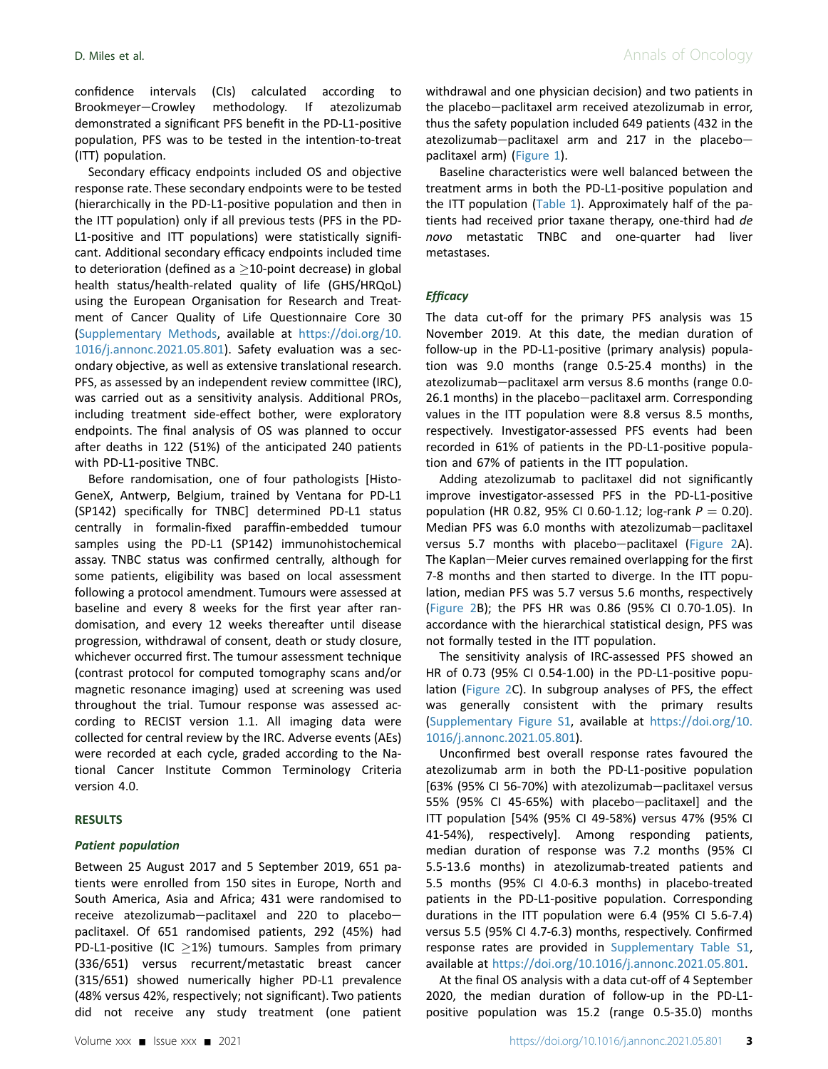confidence intervals (CIs) calculated according to Brookmeyer–Crowley methodology. If atezolizumab demonstrated a significant PFS benefit in the PD-L1-positive population, PFS was to be tested in the intention-to-treat (ITT) population.

Secondary efficacy endpoints included OS and objective response rate. These secondary endpoints were to be tested (hierarchically in the PD-L1-positive population and then in the ITT population) only if all previous tests (PFS in the PD-L1-positive and ITT populations) were statistically significant. Additional secondary efficacy endpoints included time to deterioration (defined as a ≥10-point decrease) in global health status/health-related quality of life (GHS/HRQoL) using the European Organisation for Research and Treatment of Cancer Quality of Life Questionnaire Core 30 (Supplementary Methods, available at https://doi.org/10.1016/j.annonc.2021.05.801). Safety evaluation was a secondary objective, as well as extensive translational research. PFS, as assessed by an independent review committee (IRC), was carried out as a sensitivity analysis. Additional PROs, including treatment side-effect bother, were exploratory endpoints. The final analysis of OS was planned to occur after deaths in 122 (51%) of the anticipated 240 patients with PD-L1-positive TNBC.

Before randomisation, one of four pathologists [HistoGeneX, Antwerp, Belgium, trained by Ventana for PD-L1 (SP142) specifically for TNBC] determined PD-L1 status centrally in formalin-fixed paraffin-embedded tumour samples using the PD-L1 (SP142) immunohistochemical assay. TNBC status was confirmed centrally, although for some patients, eligibility was based on local assessment following a protocol amendment. Tumours were assessed at baseline and every 8 weeks for the first year after randomisation, and every 12 weeks thereafter until disease progression, withdrawal of consent, death or study closure, whichever occurred first. The tumour assessment technique (contrast protocol for computed tomography scans and/or magnetic resonance imaging) used at screening was used throughout the trial. Tumour response was assessed according to RECIST version 1.1. All imaging data were collected for central review by the IRC. Adverse events (AEs) were recorded at each cycle, graded according to the National Cancer Institute Common Terminology Criteria version 4.0.

## RESULTS

### Patient population

Between 25 August 2017 and 5 September 2019, 651 patients were enrolled from 150 sites in Europe, North and South America, Asia and Africa; 431 were randomised to receive atezolizumab–paclitaxel and 220 to placebo–paclitaxel. Of 651 randomised patients, 292 (45%) had PD-L1-positive (IC ≥1%) tumours. Samples from primary (336/651) versus recurrent/metastatic breast cancer (315/651) showed numerically higher PD-L1 prevalence (48% versus 42%, respectively; not significant). Two patients did not receive any study treatment (one patient withdrawal and one physician decision) and two patients in the placebo–paclitaxel arm received atezolizumab in error, thus the safety population included 649 patients (432 in the atezolizumab–paclitaxel arm and 217 in the placebo–paclitaxel arm) (Figure 1).

Baseline characteristics were well balanced between the treatment arms in both the PD-L1-positive population and the ITT population (Table 1). Approximately half of the patients had received prior taxane therapy, one-third had *de novo* metastatic TNBC and one-quarter had liver metastases.

### Efficacy

The data cut-off for the primary PFS analysis was 15 November 2019. At this date, the median duration of follow-up in the PD-L1-positive (primary analysis) population was 9.0 months (range 0.5-25.4 months) in the atezolizumab–paclitaxel arm versus 8.6 months (range 0.0-26.1 months) in the placebo–paclitaxel arm. Corresponding values in the ITT population were 8.8 versus 8.5 months, respectively. Investigator-assessed PFS events had been recorded in 61% of patients in the PD-L1-positive population and 67% of patients in the ITT population.

Adding atezolizumab to paclitaxel did not significantly improve investigator-assessed PFS in the PD-L1-positive population (HR 0.82, 95% CI 0.60-1.12; log-rank $P = 0.20$). Median PFS was 6.0 months with atezolizumab–paclitaxel versus 5.7 months with placebo–paclitaxel (Figure 2A). The Kaplan–Meier curves remained overlapping for the first 7-8 months and then started to diverge. In the ITT population, median PFS was 5.7 versus 5.6 months, respectively (Figure 2B); the PFS HR was 0.86 (95% CI 0.70-1.05). In accordance with the hierarchical statistical design, PFS was not formally tested in the ITT population.

The sensitivity analysis of IRC-assessed PFS showed an HR of 0.73 (95% CI 0.54-1.00) in the PD-L1-positive population (Figure 2C). In subgroup analyses of PFS, the effect was generally consistent with the primary results (Supplementary Figure S1, available at https://doi.org/10.1016/j.annonc.2021.05.801).

Unconfirmed best overall response rates favoured the atezolizumab arm in both the PD-L1-positive population [63% (95% CI 56-70%) with atezolizumab–paclitaxel versus 55% (95% CI 45-65%) with placebo–paclitaxel] and the ITT population [54% (95% CI 49-58%) versus 47% (95% CI 41-54%), respectively]. Among responding patients, median duration of response was 7.2 months (95% CI 5.5-13.6 months) in atezolizumab-treated patients and 5.5 months (95% CI 4.0-6.3 months) in placebo-treated patients in the PD-L1-positive population. Corresponding durations in the ITT population were 6.4 (95% CI 5.6-7.4) versus 5.5 (95% CI 4.7-6.3) months, respectively. Confirmed response rates are provided in Supplementary Table S1, available at https://doi.org/10.1016/j.annonc.2021.05.801.

At the final OS analysis with a data cut-off of 4 September 2020, the median duration of follow-up in the PD-L1-positive population was 15.2 (range 0.5-35.0) months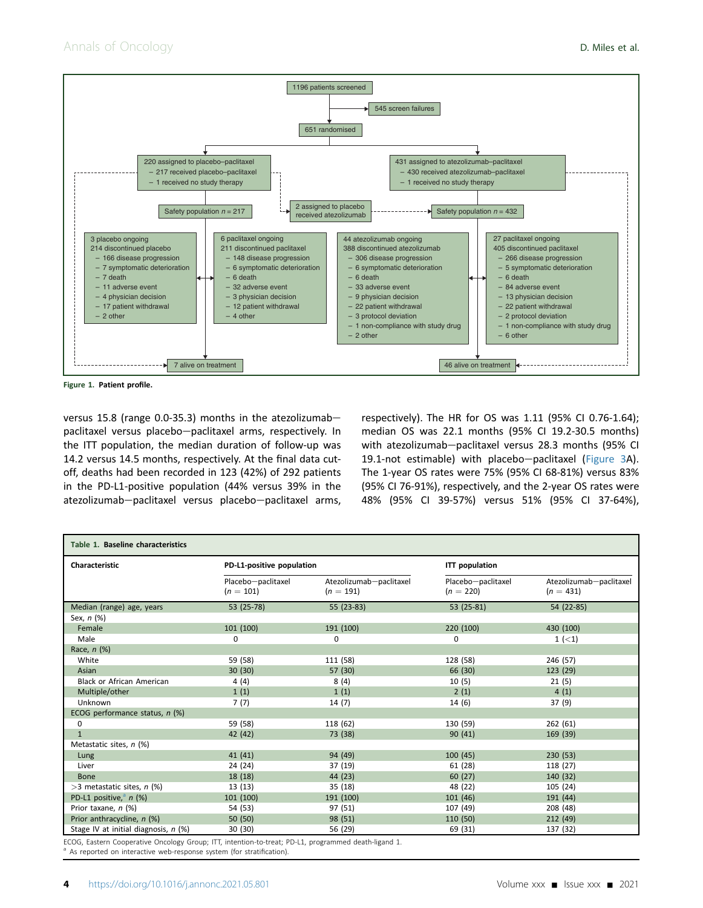1196 patients screened

545 screen failures

651 randomised

220 assigned to placebo–paclitaxel
- 217 received placebo–paclitaxel
- 1 received no study therapy

431 assigned to atezolizumab–paclitaxel
- 430 received atezolizumab–paclitaxel
- 1 received no study therapy

2 assigned to placebo received atezolizumab

Safety population $n = 217$

Safety population $n = 432$

3 placebo ongoing
214 discontinued placebo
- 166 disease progression
- 7 symptomatic deterioration
- 7 death
- 11 adverse event
- 4 physician decision
- 17 patient withdrawal
- 2 other

6 paclitaxel ongoing
211 discontinued paclitaxel
- 148 disease progression
- 6 symptomatic deterioration
- 6 death
- 32 adverse event
- 3 physician decision
- 12 patient withdrawal
- 4 other

44 atezolizumab ongoing
388 discontinued atezolizumab
- 306 disease progression
- 6 symptomatic deterioration
- 6 death
- 33 adverse event
- 9 physician decision
- 22 patient withdrawal
- 3 protocol deviation
- 1 non-compliance with study drug
- 2 other

27 paclitaxel ongoing
405 discontinued paclitaxel
- 266 disease progression
- 5 symptomatic deterioration
- 6 death
- 84 adverse event
- 13 physician decision
- 22 patient withdrawal
- 2 protocol deviation
- 1 non-compliance with study drug
- 6 other

7 alive on treatment

46 alive on treatment

**Figure 1. Patient profile.**

versus 15.8 (range 0.0-35.3) months in the atezolizumab–paclitaxel versus placebo–paclitaxel arms, respectively. In the ITT population, the median duration of follow-up was 14.2 versus 14.5 months, respectively. At the final data cut-off, deaths had been recorded in 123 (42%) of 292 patients in the PD-L1-positive population (44% versus 39% in the atezolizumab–paclitaxel versus placebo–paclitaxel arms, respectively). The HR for OS was 1.11 (95% CI 0.76-1.64); median OS was 22.1 months (95% CI 19.2-30.5 months) with atezolizumab–paclitaxel versus 28.3 months (95% CI 19.1-not estimable) with placebo–paclitaxel (Figure 3A). The 1-year OS rates were 75% (95% CI 68-81%) versus 83% (95% CI 76-91%), respectively, and the 2-year OS rates were 48% (95% CI 39-57%) versus 51% (95% CI 37-64%),

**Table 1. Baseline characteristics**

| Characteristic | PD-L1-positive population | | ITT population | |
|---|---|---|---|---|
| | Placebo–paclitaxel ($n$ = 101) | Atezolizumab–paclitaxel ($n$ = 191) | Placebo–paclitaxel ($n$ = 220) | Atezolizumab–paclitaxel ($n$ = 431) |
| Median (range) age, years | 53 (25-78) | 55 (23-83) | 53 (25-81) | 54 (22-85) |
| Sex, $n$ (%) | | | | |
| Female | 101 (100) | 191 (100) | 220 (100) | 430 (100) |
| Male | 0 | 0 | 0 | 1 (<1) |
| Race, $n$ (%) | | | | |
| White | 59 (58) | 111 (58) | 128 (58) | 246 (57) |
| Asian | 30 (30) | 57 (30) | 66 (30) | 123 (29) |
| Black or African American | 4 (4) | 8 (4) | 10 (5) | 21 (5) |
| Multiple/other | 1 (1) | 1 (1) | 2 (1) | 4 (1) |
| Unknown | 7 (7) | 14 (7) | 14 (6) | 37 (9) |
| ECOG performance status, $n$ (%) | | | | |
| 0 | 59 (58) | 118 (62) | 130 (59) | 262 (61) |
| 1 | 42 (42) | 73 (38) | 90 (41) | 169 (39) |
| Metastatic sites, $n$ (%) | | | | |
| Lung | 41 (41) | 94 (49) | 100 (45) | 230 (53) |
| Liver | 24 (24) | 37 (19) | 61 (28) | 118 (27) |
| Bone | 18 (18) | 44 (23) | 60 (27) | 140 (32) |
| >3 metastatic sites, $n$ (%) | 13 (13) | 35 (18) | 48 (22) | 105 (24) |
| PD-L1 positive,[a] $n$ (%) | 101 (100) | 191 (100) | 101 (46) | 191 (44) |
| Prior taxane, $n$ (%) | 54 (53) | 97 (51) | 107 (49) | 208 (48) |
| Prior anthracycline, $n$ (%) | 50 (50) | 98 (51) | 110 (50) | 212 (49) |
| Stage IV at initial diagnosis, $n$ (%) | 30 (30) | 56 (29) | 69 (31) | 137 (32) |

ECOG, Eastern Cooperative Oncology Group; ITT, intention-to-treat; PD-L1, programmed death-ligand 1.
[a] As reported on interactive web-response system (for stratification).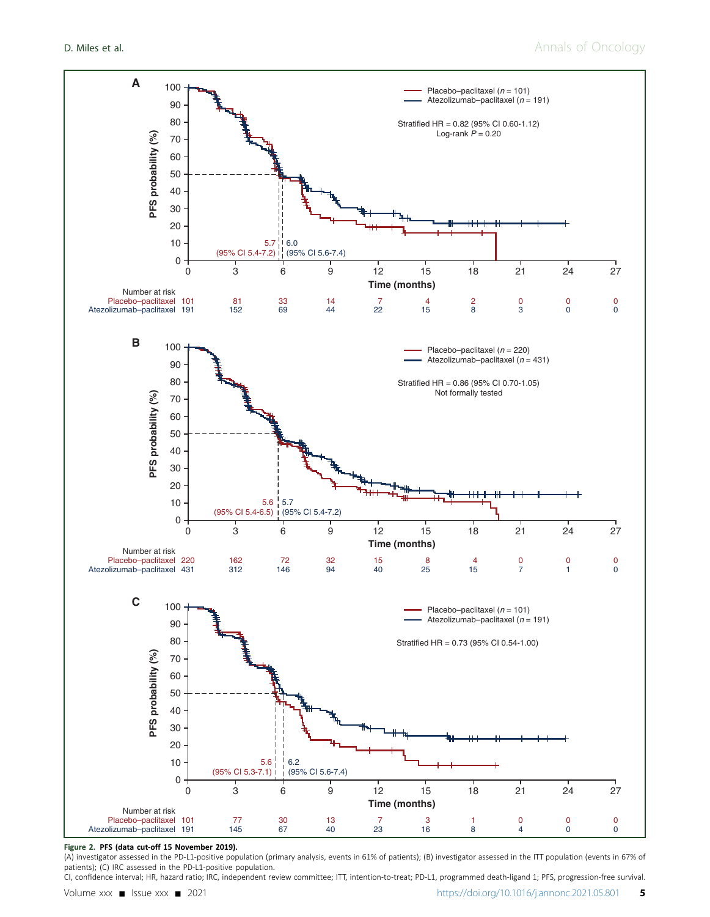A

Placebo–paclitaxel ($n$ = 101)
Atezolizumab–paclitaxel ($n$ = 191)

Stratified HR = 0.82 (95% CI 0.60-1.12)
Log-rank $P$ = 0.20

5.7 (95% CI 5.4-7.2) | 6.0 (95% CI 5.6-7.4)

| Number at risk | 0 | 3 | 6 | 9 | 12 | 15 | 18 | 21 | 24 | 27 |
|---|---|---|---|---|---|---|---|---|---|---|
| Placebo–paclitaxel | 101 | 81 | 33 | 14 | 7 | 4 | 2 | 0 | 0 | 0 |
| Atezolizumab–paclitaxel | 191 | 152 | 69 | 44 | 22 | 15 | 8 | 3 | 0 | 0 |

B

Placebo–paclitaxel ($n$ = 220)
Atezolizumab–paclitaxel ($n$ = 431)

Stratified HR = 0.86 (95% CI 0.70-1.05)
Not formally tested

5.6 (95% CI 5.4-6.5) | 5.7 (95% CI 5.4-7.2)

| Number at risk | 0 | 3 | 6 | 9 | 12 | 15 | 18 | 21 | 24 | 27 |
|---|---|---|---|---|---|---|---|---|---|---|
| Placebo–paclitaxel | 220 | 162 | 72 | 32 | 15 | 8 | 4 | 0 | 0 | 0 |
| Atezolizumab–paclitaxel | 431 | 312 | 146 | 94 | 40 | 25 | 15 | 7 | 1 | 0 |

C

Placebo–paclitaxel ($n$ = 101)
Atezolizumab–paclitaxel ($n$ = 191)

Stratified HR = 0.73 (95% CI 0.54-1.00)

5.6 (95% CI 5.3-7.1) | 6.2 (95% CI 5.6-7.4)

| Number at risk | 0 | 3 | 6 | 9 | 12 | 15 | 18 | 21 | 24 | 27 |
|---|---|---|---|---|---|---|---|---|---|---|
| Placebo–paclitaxel | 101 | 77 | 30 | 13 | 7 | 3 | 1 | 0 | 0 | 0 |
| Atezolizumab–paclitaxel | 191 | 145 | 67 | 40 | 23 | 16 | 8 | 4 | 0 | 0 |

**Figure 2. PFS (data cut-off 15 November 2019).**
(A) investigator assessed in the PD-L1-positive population (primary analysis, events in 61% of patients); (B) investigator assessed in the ITT population (events in 67% of patients); (C) IRC assessed in the PD-L1-positive population.
CI, confidence interval; HR, hazard ratio; IRC, independent review committee; ITT, intention-to-treat; PD-L1, programmed death-ligand 1; PFS, progression-free survival.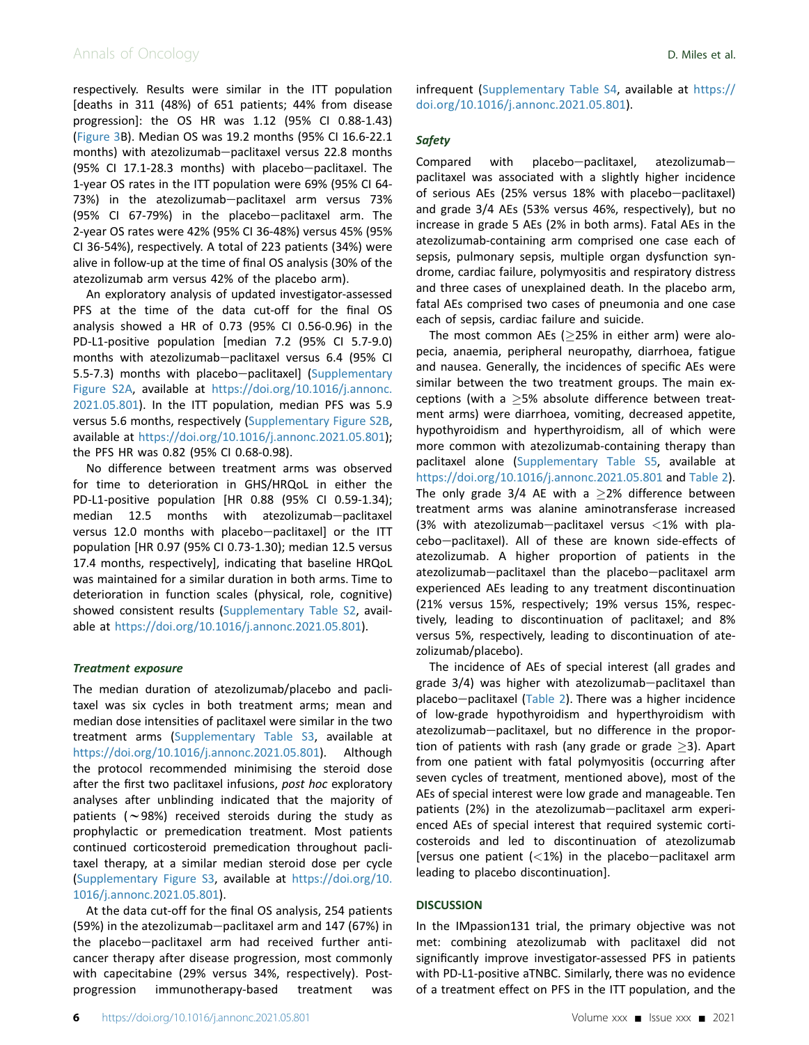respectively. Results were similar in the ITT population [deaths in 311 (48%) of 651 patients; 44% from disease progression]: the OS HR was 1.12 (95% CI 0.88-1.43) (Figure 3B). Median OS was 19.2 months (95% CI 16.6-22.1 months) with atezolizumab−paclitaxel versus 22.8 months (95% CI 17.1-28.3 months) with placebo−paclitaxel. The 1-year OS rates in the ITT population were 69% (95% CI 64-73%) in the atezolizumab−paclitaxel arm versus 73% (95% CI 67-79%) in the placebo−paclitaxel arm. The 2-year OS rates were 42% (95% CI 36-48%) versus 45% (95% CI 36-54%), respectively. A total of 223 patients (34%) were alive in follow-up at the time of final OS analysis (30% of the atezolizumab arm versus 42% of the placebo arm).

An exploratory analysis of updated investigator-assessed PFS at the time of the data cut-off for the final OS analysis showed a HR of 0.73 (95% CI 0.56-0.96) in the PD-L1-positive population [median 7.2 (95% CI 5.7-9.0) months with atezolizumab−paclitaxel versus 6.4 (95% CI 5.5-7.3) months with placebo−paclitaxel] (Supplementary Figure S2A, available at https://doi.org/10.1016/j.annonc.2021.05.801). In the ITT population, median PFS was 5.9 versus 5.6 months, respectively (Supplementary Figure S2B, available at https://doi.org/10.1016/j.annonc.2021.05.801); the PFS HR was 0.82 (95% CI 0.68-0.98).

No difference between treatment arms was observed for time to deterioration in GHS/HRQoL in either the PD-L1-positive population [HR 0.88 (95% CI 0.59-1.34); median 12.5 months with atezolizumab−paclitaxel versus 12.0 months with placebo−paclitaxel] or the ITT population [HR 0.97 (95% CI 0.73-1.30); median 12.5 versus 17.4 months, respectively], indicating that baseline HRQoL was maintained for a similar duration in both arms. Time to deterioration in function scales (physical, role, cognitive) showed consistent results (Supplementary Table S2, available at https://doi.org/10.1016/j.annonc.2021.05.801).

### Treatment exposure

The median duration of atezolizumab/placebo and paclitaxel was six cycles in both treatment arms; mean and median dose intensities of paclitaxel were similar in the two treatment arms (Supplementary Table S3, available at https://doi.org/10.1016/j.annonc.2021.05.801). Although the protocol recommended minimising the steroid dose after the first two paclitaxel infusions, *post hoc* exploratory analyses after unblinding indicated that the majority of patients (~98%) received steroids during the study as prophylactic or premedication treatment. Most patients continued corticosteroid premedication throughout paclitaxel therapy, at a similar median steroid dose per cycle (Supplementary Figure S3, available at https://doi.org/10.1016/j.annonc.2021.05.801).

At the data cut-off for the final OS analysis, 254 patients (59%) in the atezolizumab−paclitaxel arm and 147 (67%) in the placebo−paclitaxel arm had received further anticancer therapy after disease progression, most commonly with capecitabine (29% versus 34%, respectively). Post-progression immunotherapy-based treatment was infrequent (Supplementary Table S4, available at https://doi.org/10.1016/j.annonc.2021.05.801).

### Safety

Compared with placebo−paclitaxel, atezolizumab−paclitaxel was associated with a slightly higher incidence of serious AEs (25% versus 18% with placebo−paclitaxel) and grade 3/4 AEs (53% versus 46%, respectively), but no increase in grade 5 AEs (2% in both arms). Fatal AEs in the atezolizumab-containing arm comprised one case each of sepsis, pulmonary sepsis, multiple organ dysfunction syndrome, cardiac failure, polymyositis and respiratory distress and three cases of unexplained death. In the placebo arm, fatal AEs comprised two cases of pneumonia and one case each of sepsis, cardiac failure and suicide.

The most common AEs (≥25% in either arm) were alopecia, anaemia, peripheral neuropathy, diarrhoea, fatigue and nausea. Generally, the incidences of specific AEs were similar between the two treatment groups. The main exceptions (with a ≥5% absolute difference between treatment arms) were diarrhoea, vomiting, decreased appetite, hypothyroidism and hyperthyroidism, all of which were more common with atezolizumab-containing therapy than paclitaxel alone (Supplementary Table S5, available at https://doi.org/10.1016/j.annonc.2021.05.801 and Table 2). The only grade 3/4 AE with a ≥2% difference between treatment arms was alanine aminotransferase increased (3% with atezolizumab−paclitaxel versus <1% with placebo−paclitaxel). All of these are known side-effects of atezolizumab. A higher proportion of patients in the atezolizumab−paclitaxel than the placebo−paclitaxel arm experienced AEs leading to any treatment discontinuation (21% versus 15%, respectively; 19% versus 15%, respectively, leading to discontinuation of paclitaxel; and 8% versus 5%, respectively, leading to discontinuation of atezolizumab/placebo).

The incidence of AEs of special interest (all grades and grade 3/4) was higher with atezolizumab−paclitaxel than placebo−paclitaxel (Table 2). There was a higher incidence of low-grade hypothyroidism and hyperthyroidism with atezolizumab−paclitaxel, but no difference in the proportion of patients with rash (any grade or grade ≥3). Apart from one patient with fatal polymyositis (occurring after seven cycles of treatment, mentioned above), most of the AEs of special interest were low grade and manageable. Ten patients (2%) in the atezolizumab−paclitaxel arm experienced AEs of special interest that required systemic corticosteroids and led to discontinuation of atezolizumab [versus one patient (<1%) in the placebo−paclitaxel arm leading to placebo discontinuation].

## DISCUSSION

In the IMpassion131 trial, the primary objective was not met: combining atezolizumab with paclitaxel did not significantly improve investigator-assessed PFS in patients with PD-L1-positive aTNBC. Similarly, there was no evidence of a treatment effect on PFS in the ITT population, and the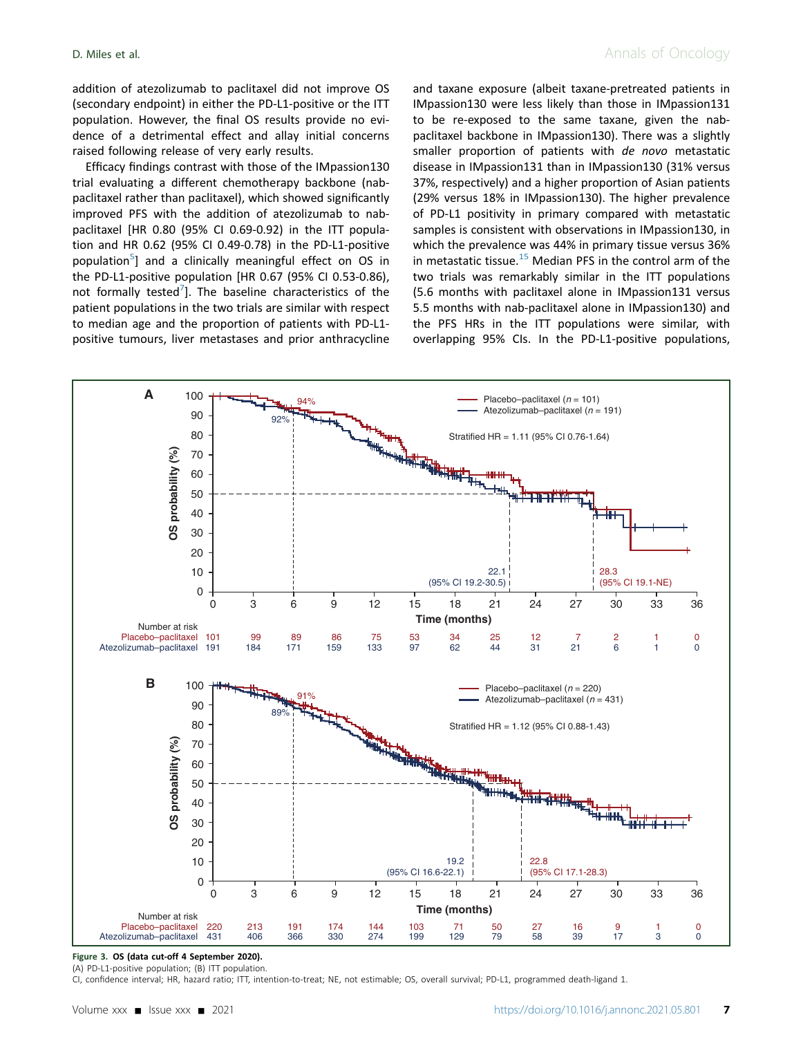addition of atezolizumab to paclitaxel did not improve OS (secondary endpoint) in either the PD-L1-positive or the ITT population. However, the final OS results provide no evidence of a detrimental effect and allay initial concerns raised following release of very early results.

Efficacy findings contrast with those of the IMpassion130 trial evaluating a different chemotherapy backbone (nab-paclitaxel rather than paclitaxel), which showed significantly improved PFS with the addition of atezolizumab to nab-paclitaxel [HR 0.80 (95% CI 0.69-0.92) in the ITT population and HR 0.62 (95% CI 0.49-0.78) in the PD-L1-positive population[5]] and a clinically meaningful effect on OS in the PD-L1-positive population [HR 0.67 (95% CI 0.53-0.86), not formally tested[7]]. The baseline characteristics of the patient populations in the two trials are similar with respect to median age and the proportion of patients with PD-L1-positive tumours, liver metastases and prior anthracycline and taxane exposure (albeit taxane-pretreated patients in IMpassion130 were less likely than those in IMpassion131 to be re-exposed to the same taxane, given the nab-paclitaxel backbone in IMpassion130). There was a slightly smaller proportion of patients with *de novo* metastatic disease in IMpassion131 than in IMpassion130 (31% versus 37%, respectively) and a higher proportion of Asian patients (29% versus 18% in IMpassion130). The higher prevalence of PD-L1 positivity in primary compared with metastatic samples is consistent with observations in IMpassion130, in which the prevalence was 44% in primary tissue versus 36% in metastatic tissue.[15] Median PFS in the control arm of the two trials was remarkably similar in the ITT populations (5.6 months with paclitaxel alone in IMpassion131 versus 5.5 months with nab-paclitaxel alone in IMpassion130) and the PFS HRs in the ITT populations were similar, with overlapping 95% CIs. In the PD-L1-positive populations,

**Figure 3. OS (data cut-off 4 September 2020).**
(A) PD-L1-positive population; (B) ITT population.
CI, confidence interval; HR, hazard ratio; ITT, intention-to-treat; NE, not estimable; OS, overall survival; PD-L1, programmed death-ligand 1.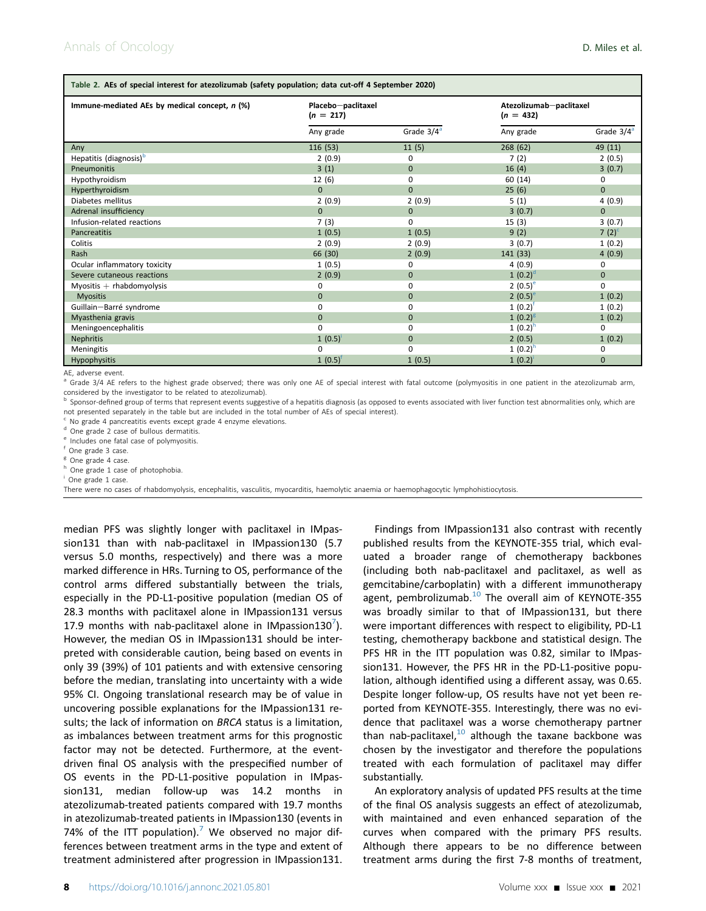Table 2. AEs of special interest for atezolizumab (safety population; data cut-off 4 September 2020)

| Immune-mediated AEs by medical concept, n (%) | Placebo−paclitaxel (n = 217) | | Atezolizumab−paclitaxel (n = 432) | |
|---|---|---|---|---|
| | Any grade | Grade 3/4[a] | Any grade | Grade 3/4[a] |
| Any | 116 (53) | 11 (5) | 268 (62) | 49 (11) |
| Hepatitis (diagnosis)[b] | 2 (0.9) | 0 | 7 (2) | 2 (0.5) |
| Pneumonitis | 3 (1) | 0 | 16 (4) | 3 (0.7) |
| Hypothyroidism | 12 (6) | 0 | 60 (14) | 0 |
| Hyperthyroidism | 0 | 0 | 25 (6) | 0 |
| Diabetes mellitus | 2 (0.9) | 2 (0.9) | 5 (1) | 4 (0.9) |
| Adrenal insufficiency | 0 | 0 | 3 (0.7) | 0 |
| Infusion-related reactions | 7 (3) | 0 | 15 (3) | 3 (0.7) |
| Pancreatitis | 1 (0.5) | 1 (0.5) | 9 (2) | 7 (2)[c] |
| Colitis | 2 (0.9) | 2 (0.9) | 3 (0.7) | 1 (0.2) |
| Rash | 66 (30) | 2 (0.9) | 141 (33) | 4 (0.9) |
| Ocular inflammatory toxicity | 1 (0.5) | 0 | 4 (0.9) | 0 |
| Severe cutaneous reactions | 2 (0.9) | 0 | 1 (0.2)[d] | 0 |
| Myositis + rhabdomyolysis | 0 | 0 | 2 (0.5)[e] | 0 |
| Myositis | 0 | 0 | 2 (0.5)[e] | 1 (0.2) |
| Guillain−Barré syndrome | 0 | 0 | 1 (0.2)[f] | 1 (0.2) |
| Myasthenia gravis | 0 | 0 | 1 (0.2)[g] | 1 (0.2) |
| Meningoencephalitis | 0 | 0 | 1 (0.2)[h] | 0 |
| Nephritis | 1 (0.5)[i] | 0 | 2 (0.5) | 1 (0.2) |
| Meningitis | 0 | 0 | 1 (0.2)[h] | 0 |
| Hypophysitis | 1 (0.5)[f] | 1 (0.5) | 1 (0.2)[i] | 0 |

AE, adverse event.

[a] Grade 3/4 AE refers to the highest grade observed; there was only one AE of special interest with fatal outcome (polymyositis in one patient in the atezolizumab arm, considered by the investigator to be related to atezolizumab).

[b] Sponsor-defined group of terms that represent events suggestive of a hepatitis diagnosis (as opposed to events associated with liver function test abnormalities only, which are not presented separately in the table but are included in the total number of AEs of special interest).

[c] No grade 4 pancreatitis events except grade 4 enzyme elevations.

[d] One grade 2 case of bullous dermatitis.

[e] Includes one fatal case of polymyositis.

[f] One grade 3 case.

[g] One grade 4 case.

[h] One grade 1 case of photophobia.

[i] One grade 1 case.

There were no cases of rhabdomyolysis, encephalitis, vasculitis, myocarditis, haemolytic anaemia or haemophagocytic lymphohistiocytosis.

median PFS was slightly longer with paclitaxel in IMpassion131 than with nab-paclitaxel in IMpassion130 (5.7 versus 5.0 months, respectively) and there was a more marked difference in HRs. Turning to OS, performance of the control arms differed substantially between the trials, especially in the PD-L1-positive population (median OS of 28.3 months with paclitaxel alone in IMpassion131 versus 17.9 months with nab-paclitaxel alone in IMpassion130[7]). However, the median OS in IMpassion131 should be interpreted with considerable caution, being based on events in only 39 (39%) of 101 patients and with extensive censoring before the median, translating into uncertainty with a wide 95% CI. Ongoing translational research may be of value in uncovering possible explanations for the IMpassion131 results; the lack of information on *BRCA* status is a limitation, as imbalances between treatment arms for this prognostic factor may not be detected. Furthermore, at the event-driven final OS analysis with the prespecified number of OS events in the PD-L1-positive population in IMpassion131, median follow-up was 14.2 months in atezolizumab-treated patients compared with 19.7 months in atezolizumab-treated patients in IMpassion130 (events in 74% of the ITT population).[7] We observed no major differences between treatment arms in the type and extent of treatment administered after progression in IMpassion131.

Findings from IMpassion131 also contrast with recently published results from the KEYNOTE-355 trial, which evaluated a broader range of chemotherapy backbones (including both nab-paclitaxel and paclitaxel, as well as gemcitabine/carboplatin) with a different immunotherapy agent, pembrolizumab.[10] The overall aim of KEYNOTE-355 was broadly similar to that of IMpassion131, but there were important differences with respect to eligibility, PD-L1 testing, chemotherapy backbone and statistical design. The PFS HR in the ITT population was 0.82, similar to IMpassion131. However, the PFS HR in the PD-L1-positive population, although identified using a different assay, was 0.65. Despite longer follow-up, OS results have not yet been reported from KEYNOTE-355. Interestingly, there was no evidence that paclitaxel was a worse chemotherapy partner than nab-paclitaxel,[10] although the taxane backbone was chosen by the investigator and therefore the populations treated with each formulation of paclitaxel may differ substantially.

An exploratory analysis of updated PFS results at the time of the final OS analysis suggests an effect of atezolizumab, with maintained and even enhanced separation of the curves when compared with the primary PFS results. Although there appears to be no difference between treatment arms during the first 7-8 months of treatment,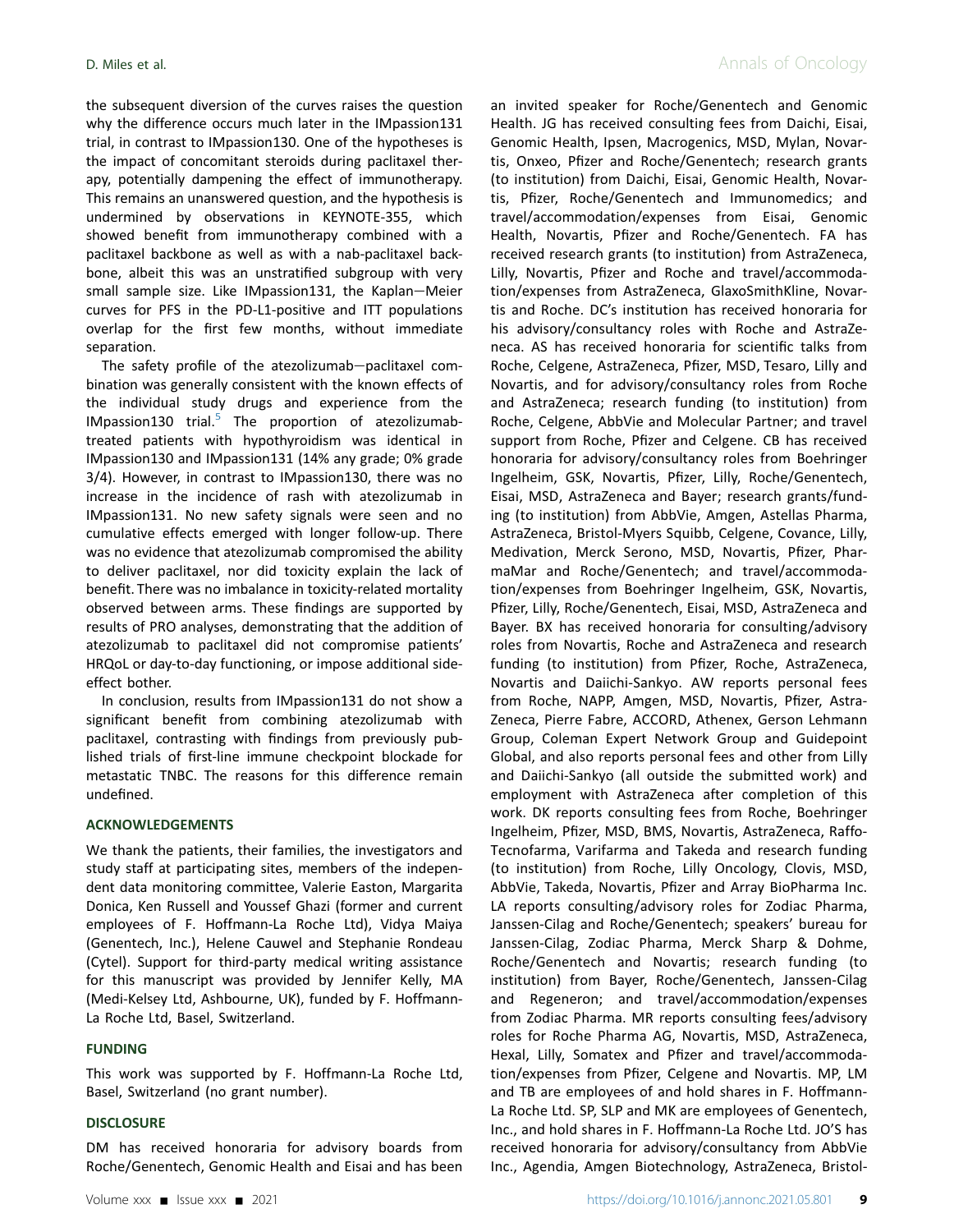the subsequent diversion of the curves raises the question why the difference occurs much later in the IMpassion131 trial, in contrast to IMpassion130. One of the hypotheses is the impact of concomitant steroids during paclitaxel therapy, potentially dampening the effect of immunotherapy. This remains an unanswered question, and the hypothesis is undermined by observations in KEYNOTE-355, which showed benefit from immunotherapy combined with a paclitaxel backbone as well as with a nab-paclitaxel backbone, albeit this was an unstratified subgroup with very small sample size. Like IMpassion131, the Kaplan–Meier curves for PFS in the PD-L1-positive and ITT populations overlap for the first few months, without immediate separation.

The safety profile of the atezolizumab–paclitaxel combination was generally consistent with the known effects of the individual study drugs and experience from the IMpassion130 trial.[5] The proportion of atezolizumab-treated patients with hypothyroidism was identical in IMpassion130 and IMpassion131 (14% any grade; 0% grade 3/4). However, in contrast to IMpassion130, there was no increase in the incidence of rash with atezolizumab in IMpassion131. No new safety signals were seen and no cumulative effects emerged with longer follow-up. There was no evidence that atezolizumab compromised the ability to deliver paclitaxel, nor did toxicity explain the lack of benefit. There was no imbalance in toxicity-related mortality observed between arms. These findings are supported by results of PRO analyses, demonstrating that the addition of atezolizumab to paclitaxel did not compromise patients' HRQoL or day-to-day functioning, or impose additional side-effect bother.

In conclusion, results from IMpassion131 do not show a significant benefit from combining atezolizumab with paclitaxel, contrasting with findings from previously published trials of first-line immune checkpoint blockade for metastatic TNBC. The reasons for this difference remain undefined.

## ACKNOWLEDGEMENTS

We thank the patients, their families, the investigators and study staff at participating sites, members of the independent data monitoring committee, Valerie Easton, Margarita Donica, Ken Russell and Youssef Ghazi (former and current employees of F. Hoffmann-La Roche Ltd), Vidya Maiya (Genentech, Inc.), Helene Cauwel and Stephanie Rondeau (Cytel). Support for third-party medical writing assistance for this manuscript was provided by Jennifer Kelly, MA (Medi-Kelsey Ltd, Ashbourne, UK), funded by F. Hoffmann-La Roche Ltd, Basel, Switzerland.

## FUNDING

This work was supported by F. Hoffmann-La Roche Ltd, Basel, Switzerland (no grant number).

## DISCLOSURE

DM has received honoraria for advisory boards from Roche/Genentech, Genomic Health and Eisai and has been an invited speaker for Roche/Genentech and Genomic Health. JG has received consulting fees from Daichi, Eisai, Genomic Health, Ipsen, Macrogenics, MSD, Mylan, Novartis, Onxeo, Pfizer and Roche/Genentech; research grants (to institution) from Daichi, Eisai, Genomic Health, Novartis, Pfizer, Roche/Genentech and Immunomedics; and travel/accommodation/expenses from Eisai, Genomic Health, Novartis, Pfizer and Roche/Genentech. FA has received research grants (to institution) from AstraZeneca, Lilly, Novartis, Pfizer and Roche and travel/accommodation/expenses from AstraZeneca, GlaxoSmithKline, Novartis and Roche. DC's institution has received honoraria for his advisory/consultancy roles with Roche and AstraZeneca. AS has received honoraria for scientific talks from Roche, Celgene, AstraZeneca, Pfizer, MSD, Tesaro, Lilly and Novartis, and for advisory/consultancy roles from Roche and AstraZeneca; research funding (to institution) from Roche, Celgene, AbbVie and Molecular Partner; and travel support from Roche, Pfizer and Celgene. CB has received honoraria for advisory/consultancy roles from Boehringer Ingelheim, GSK, Novartis, Pfizer, Lilly, Roche/Genentech, Eisai, MSD, AstraZeneca and Bayer; research grants/funding (to institution) from AbbVie, Amgen, Astellas Pharma, AstraZeneca, Bristol-Myers Squibb, Celgene, Covance, Lilly, Medivation, Merck Serono, MSD, Novartis, Pfizer, PharmaMar and Roche/Genentech; and travel/accommodation/expenses from Boehringer Ingelheim, GSK, Novartis, Pfizer, Lilly, Roche/Genentech, Eisai, MSD, AstraZeneca and Bayer. BX has received honoraria for consulting/advisory roles from Novartis, Roche and AstraZeneca and research funding (to institution) from Pfizer, Roche, AstraZeneca, Novartis and Daiichi-Sankyo. AW reports personal fees from Roche, NAPP, Amgen, MSD, Novartis, Pfizer, AstraZeneca, Pierre Fabre, ACCORD, Athenex, Gerson Lehmann Group, Coleman Expert Network Group and Guidepoint Global, and also reports personal fees and other from Lilly and Daiichi-Sankyo (all outside the submitted work) and employment with AstraZeneca after completion of this work. DK reports consulting fees from Roche, Boehringer Ingelheim, Pfizer, MSD, BMS, Novartis, AstraZeneca, Raffo-Tecnofarma, Varifarma and Takeda and research funding (to institution) from Roche, Lilly Oncology, Clovis, MSD, AbbVie, Takeda, Novartis, Pfizer and Array BioPharma Inc. LA reports consulting/advisory roles for Zodiac Pharma, Janssen-Cilag and Roche/Genentech; speakers' bureau for Janssen-Cilag, Zodiac Pharma, Merck Sharp & Dohme, Roche/Genentech and Novartis; research funding (to institution) from Bayer, Roche/Genentech, Janssen-Cilag and Regeneron; and travel/accommodation/expenses from Zodiac Pharma. MR reports consulting fees/advisory roles for Roche Pharma AG, Novartis, MSD, AstraZeneca, Hexal, Lilly, Somatex and Pfizer and travel/accommodation/expenses from Pfizer, Celgene and Novartis. MP, LM and TB are employees of and hold shares in F. Hoffmann-La Roche Ltd. SP, SLP and MK are employees of Genentech, Inc., and hold shares in F. Hoffmann-La Roche Ltd. JO'S has received honoraria for advisory/consultancy from AbbVie Inc., Agendia, Amgen Biotechnology, AstraZeneca, Bristol-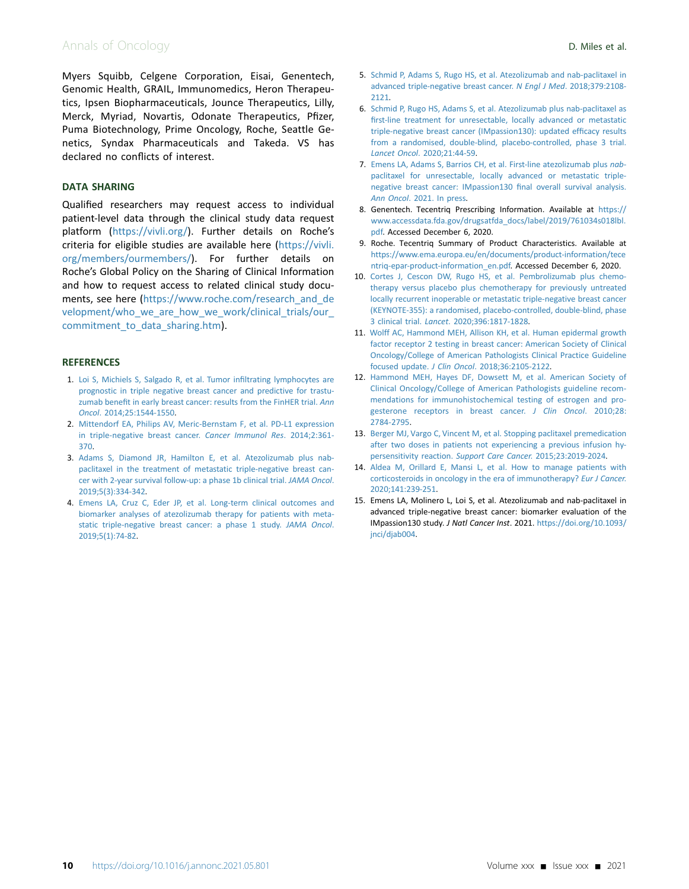Myers Squibb, Celgene Corporation, Eisai, Genentech, Genomic Health, GRAIL, Immunomedics, Heron Therapeutics, Ipsen Biopharmaceuticals, Jounce Therapeutics, Lilly, Merck, Myriad, Novartis, Odonate Therapeutics, Pfizer, Puma Biotechnology, Prime Oncology, Roche, Seattle Genetics, Syndax Pharmaceuticals and Takeda. VS has declared no conflicts of interest.

## DATA SHARING

Qualified researchers may request access to individual patient-level data through the clinical study data request platform (https://vivli.org/). Further details on Roche's criteria for eligible studies are available here (https://vivli.org/members/ourmembers/). For further details on Roche's Global Policy on the Sharing of Clinical Information and how to request access to related clinical study documents, see here (https://www.roche.com/research_and_development/who_we_are_how_we_work/clinical_trials/our_commitment_to_data_sharing.htm).

## REFERENCES

1. Loi S, Michiels S, Salgado R, et al. Tumor infiltrating lymphocytes are prognostic in triple negative breast cancer and predictive for trastuzumab benefit in early breast cancer: results from the FinHER trial. *Ann Oncol*. 2014;25:1544-1550.
2. Mittendorf EA, Philips AV, Meric-Bernstam F, et al. PD-L1 expression in triple-negative breast cancer. *Cancer Immunol Res*. 2014;2:361-370.
3. Adams S, Diamond JR, Hamilton E, et al. Atezolizumab plus nab-paclitaxel in the treatment of metastatic triple-negative breast cancer with 2-year survival follow-up: a phase 1b clinical trial. *JAMA Oncol*. 2019;5(3):334-342.
4. Emens LA, Cruz C, Eder JP, et al. Long-term clinical outcomes and biomarker analyses of atezolizumab therapy for patients with metastatic triple-negative breast cancer: a phase 1 study. *JAMA Oncol*. 2019;5(1):74-82.
5. Schmid P, Adams S, Rugo HS, et al. Atezolizumab and nab-paclitaxel in advanced triple-negative breast cancer. *N Engl J Med*. 2018;379:2108-2121.
6. Schmid P, Rugo HS, Adams S, et al. Atezolizumab plus nab-paclitaxel as first-line treatment for unresectable, locally advanced or metastatic triple-negative breast cancer (IMpassion130): updated efficacy results from a randomised, double-blind, placebo-controlled, phase 3 trial. *Lancet Oncol*. 2020;21:44-59.
7. Emens LA, Adams S, Barrios CH, et al. First-line atezolizumab plus *nab*-paclitaxel for unresectable, locally advanced or metastatic triple-negative breast cancer: IMpassion130 final overall survival analysis. *Ann Oncol*. 2021. In press.
8. Genentech. Tecentriq Prescribing Information. Available at https://www.accessdata.fda.gov/drugsatfda_docs/label/2019/761034s018lbl.pdf. Accessed December 6, 2020.
9. Roche. Tecentriq Summary of Product Characteristics. Available at https://www.ema.europa.eu/en/documents/product-information/tecentriq-epar-product-information_en.pdf. Accessed December 6, 2020.
10. Cortes J, Cescon DW, Rugo HS, et al. Pembrolizumab plus chemotherapy versus placebo plus chemotherapy for previously untreated locally recurrent inoperable or metastatic triple-negative breast cancer (KEYNOTE-355): a randomised, placebo-controlled, double-blind, phase 3 clinical trial. *Lancet*. 2020;396:1817-1828.
11. Wolff AC, Hammond MEH, Allison KH, et al. Human epidermal growth factor receptor 2 testing in breast cancer: American Society of Clinical Oncology/College of American Pathologists Clinical Practice Guideline focused update. *J Clin Oncol*. 2018;36:2105-2122.
12. Hammond MEH, Hayes DF, Dowsett M, et al. American Society of Clinical Oncology/College of American Pathologists guideline recommendations for immunohistochemical testing of estrogen and progesterone receptors in breast cancer. *J Clin Oncol*. 2010;28:2784-2795.
13. Berger MJ, Vargo C, Vincent M, et al. Stopping paclitaxel premedication after two doses in patients not experiencing a previous infusion hypersensitivity reaction. *Support Care Cancer*. 2015;23:2019-2024.
14. Aldea M, Orillard E, Mansi L, et al. How to manage patients with corticosteroids in oncology in the era of immunotherapy? *Eur J Cancer*. 2020;141:239-251.
15. Emens LA, Molinero L, Loi S, et al. Atezolizumab and nab-paclitaxel in advanced triple-negative breast cancer: biomarker evaluation of the IMpassion130 study. *J Natl Cancer Inst*. 2021. https://doi.org/10.1093/jnci/djab004.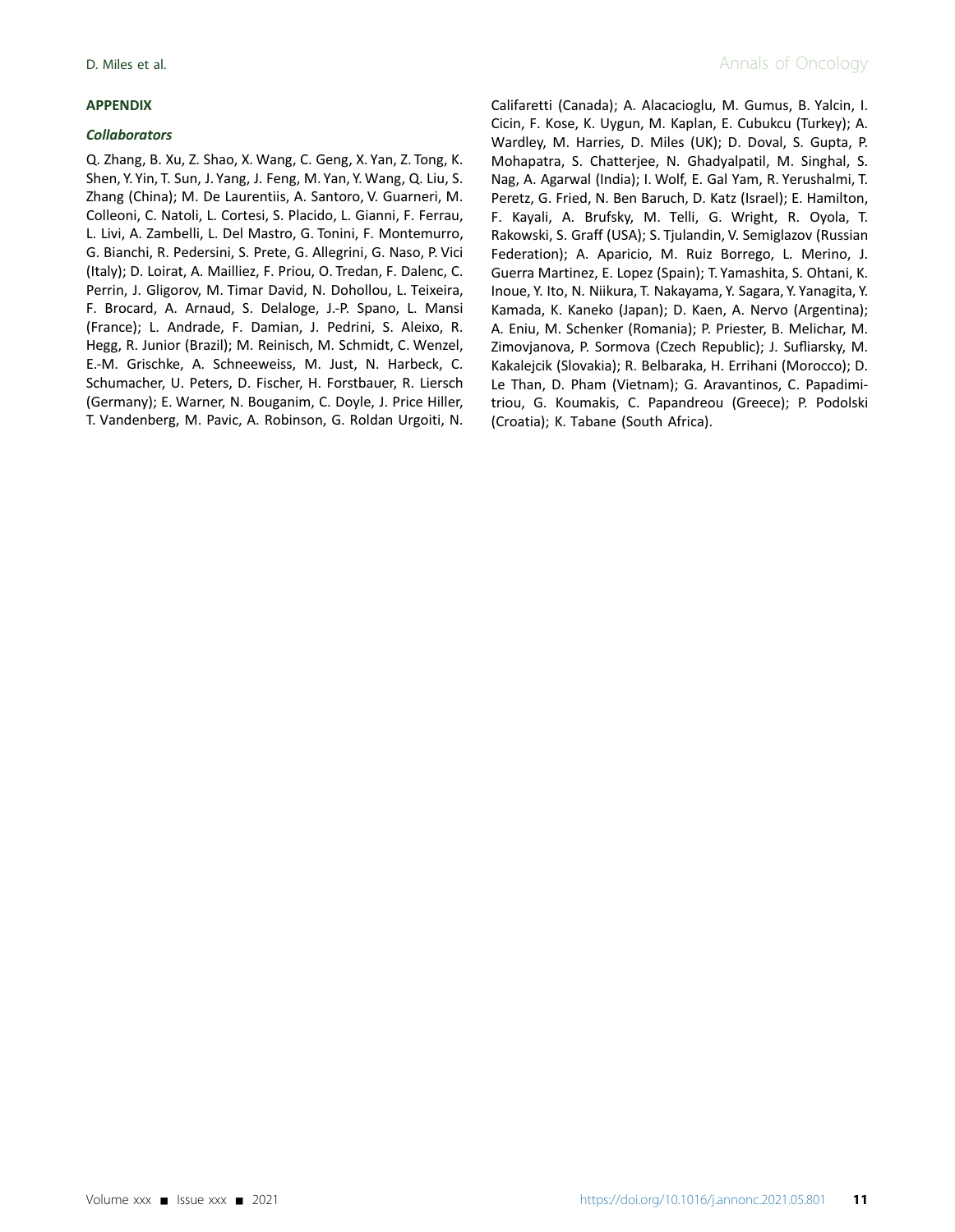## APPENDIX

### *Collaborators*

Q. Zhang, B. Xu, Z. Shao, X. Wang, C. Geng, X. Yan, Z. Tong, K. Shen, Y. Yin, T. Sun, J. Yang, J. Feng, M. Yan, Y. Wang, Q. Liu, S. Zhang (China); M. De Laurentiis, A. Santoro, V. Guarneri, M. Colleoni, C. Natoli, L. Cortesi, S. Placido, L. Gianni, F. Ferrau, L. Livi, A. Zambelli, L. Del Mastro, G. Tonini, F. Montemurro, G. Bianchi, R. Pedersini, S. Prete, G. Allegrini, G. Naso, P. Vici (Italy); D. Loirat, A. Mailliez, F. Priou, O. Tredan, F. Dalenc, C. Perrin, J. Gligorov, M. Timar David, N. Dohollou, L. Teixeira, F. Brocard, A. Arnaud, S. Delaloge, J.-P. Spano, L. Mansi (France); L. Andrade, F. Damian, J. Pedrini, S. Aleixo, R. Hegg, R. Junior (Brazil); M. Reinisch, M. Schmidt, C. Wenzel, E.-M. Grischke, A. Schneeweiss, M. Just, N. Harbeck, C. Schumacher, U. Peters, D. Fischer, H. Forstbauer, R. Liersch (Germany); E. Warner, N. Bouganim, C. Doyle, J. Price Hiller, T. Vandenberg, M. Pavic, A. Robinson, G. Roldan Urgoiti, N. Califaretti (Canada); A. Alacacioglu, M. Gumus, B. Yalcin, I. Cicin, F. Kose, K. Uygun, M. Kaplan, E. Cubukcu (Turkey); A. Wardley, M. Harries, D. Miles (UK); D. Doval, S. Gupta, P. Mohapatra, S. Chatterjee, N. Ghadyalpatil, M. Singhal, S. Nag, A. Agarwal (India); I. Wolf, E. Gal Yam, R. Yerushalmi, T. Peretz, G. Fried, N. Ben Baruch, D. Katz (Israel); E. Hamilton, F. Kayali, A. Brufsky, M. Telli, G. Wright, R. Oyola, T. Rakowski, S. Graff (USA); S. Tjulandin, V. Semiglazov (Russian Federation); A. Aparicio, M. Ruiz Borrego, L. Merino, J. Guerra Martinez, E. Lopez (Spain); T. Yamashita, S. Ohtani, K. Inoue, Y. Ito, N. Niikura, T. Nakayama, Y. Sagara, Y. Yanagita, Y. Kamada, K. Kaneko (Japan); D. Kaen, A. Nervo (Argentina); A. Eniu, M. Schenker (Romania); P. Priester, B. Melichar, M. Zimovjanova, P. Sormova (Czech Republic); J. Sufliarsky, M. Kakalejcik (Slovakia); R. Belbaraka, H. Errihani (Morocco); D. Le Than, D. Pham (Vietnam); G. Aravantinos, C. Papadimitriou, G. Koumakis, C. Papandreou (Greece); P. Podolski (Croatia); K. Tabane (South Africa).